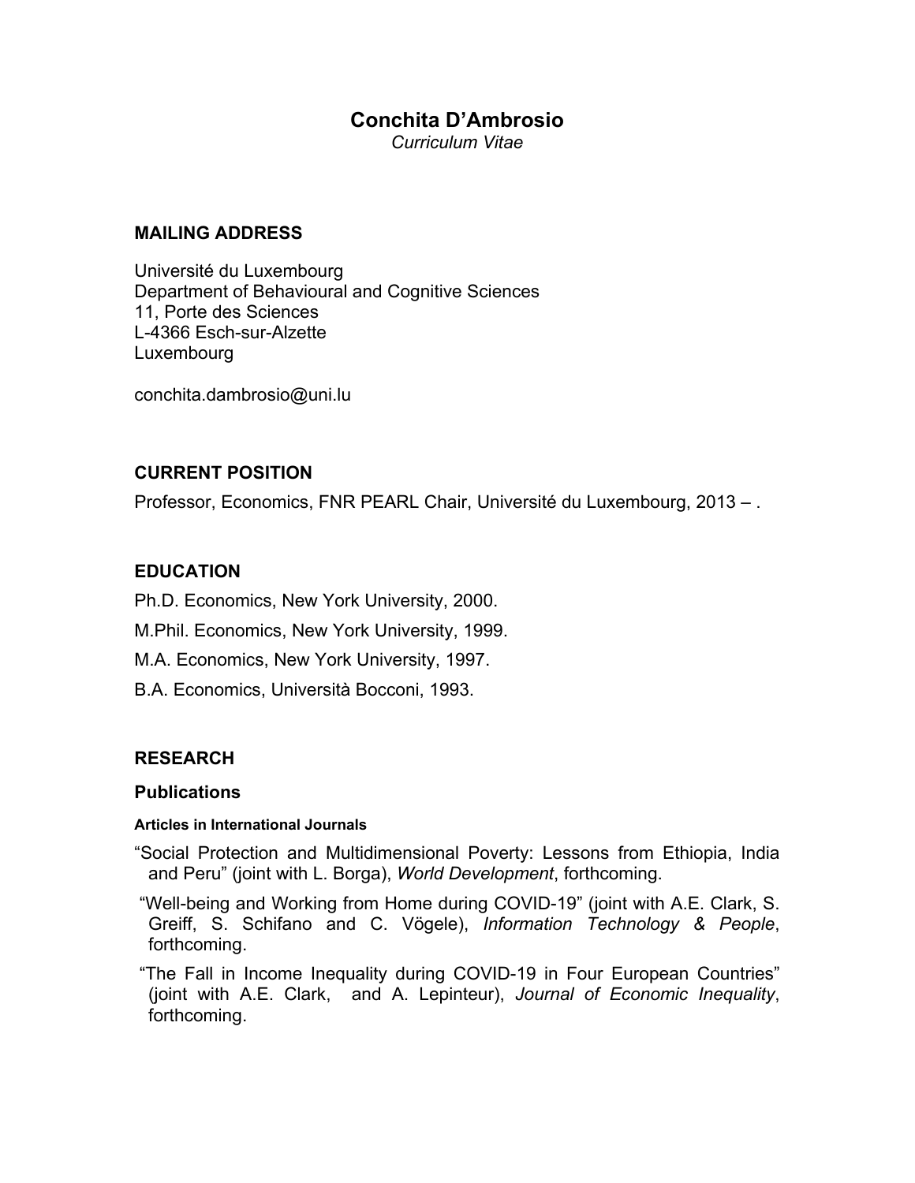# Conchita D'Ambrosio

*Curriculum Vitae*

## MAILING ADDRESS

Université du Luxembourg
Department of Behavioural and Cognitive Sciences
11, Porte des Sciences
L-4366 Esch-sur-Alzette
Luxembourg

conchita.dambrosio@uni.lu

## CURRENT POSITION

Professor, Economics, FNR PEARL Chair, Université du Luxembourg, 2013 – .

## EDUCATION

Ph.D. Economics, New York University, 2000.

M.Phil. Economics, New York University, 1999.

M.A. Economics, New York University, 1997.

B.A. Economics, Università Bocconi, 1993.

## RESEARCH

### Publications

#### Articles in International Journals

"Social Protection and Multidimensional Poverty: Lessons from Ethiopia, India and Peru" (joint with L. Borga), *World Development*, forthcoming.

"Well-being and Working from Home during COVID-19" (joint with A.E. Clark, S. Greiff, S. Schifano and C. Vögele), *Information Technology & People*, forthcoming.

"The Fall in Income Inequality during COVID-19 in Four European Countries" (joint with A.E. Clark, and A. Lepinteur), *Journal of Economic Inequality*, forthcoming.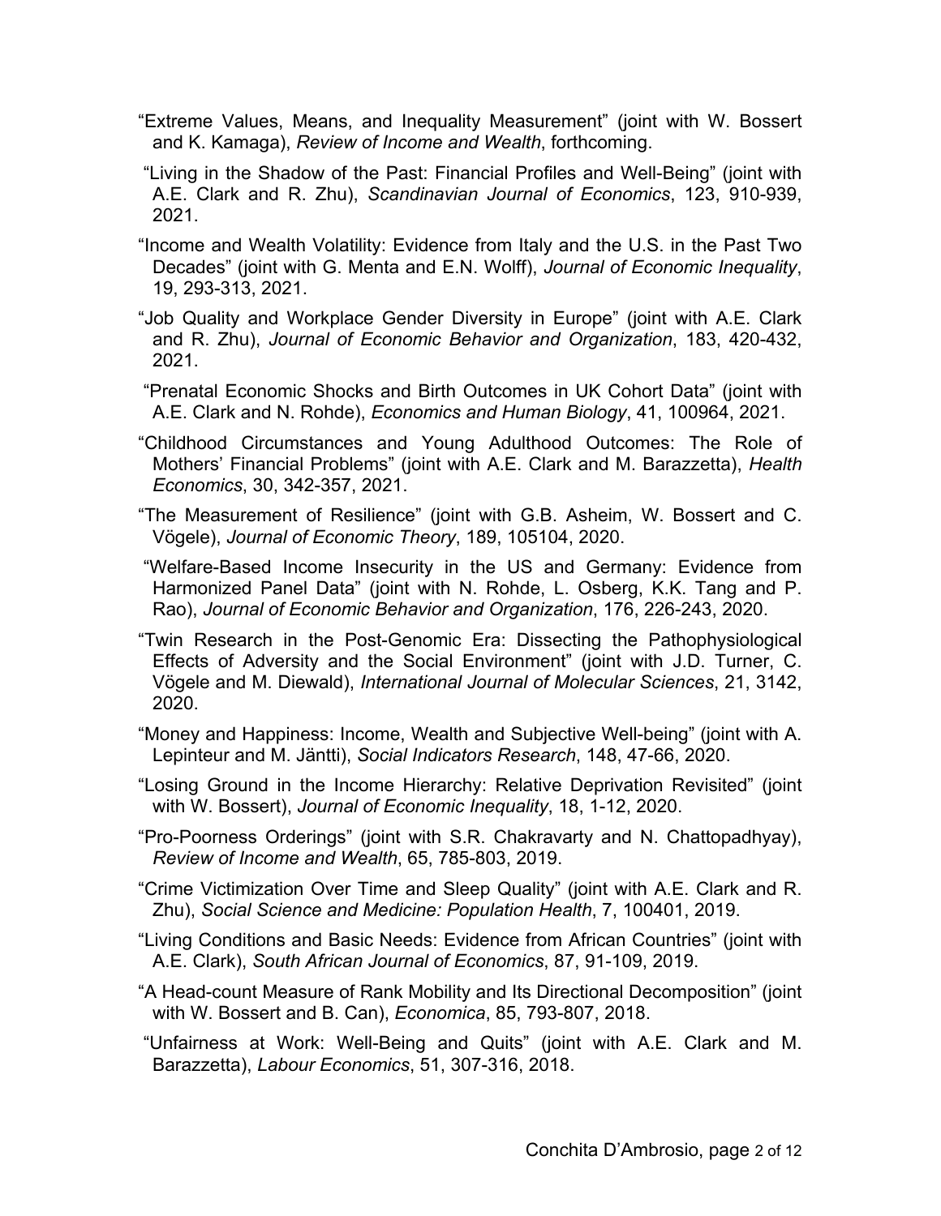"Extreme Values, Means, and Inequality Measurement" (joint with W. Bossert and K. Kamaga), *Review of Income and Wealth*, forthcoming.

"Living in the Shadow of the Past: Financial Profiles and Well-Being" (joint with A.E. Clark and R. Zhu), *Scandinavian Journal of Economics*, 123, 910-939, 2021.

"Income and Wealth Volatility: Evidence from Italy and the U.S. in the Past Two Decades" (joint with G. Menta and E.N. Wolff), *Journal of Economic Inequality*, 19, 293-313, 2021.

"Job Quality and Workplace Gender Diversity in Europe" (joint with A.E. Clark and R. Zhu), *Journal of Economic Behavior and Organization*, 183, 420-432, 2021.

"Prenatal Economic Shocks and Birth Outcomes in UK Cohort Data" (joint with A.E. Clark and N. Rohde), *Economics and Human Biology*, 41, 100964, 2021.

"Childhood Circumstances and Young Adulthood Outcomes: The Role of Mothers' Financial Problems" (joint with A.E. Clark and M. Barazzetta), *Health Economics*, 30, 342-357, 2021.

"The Measurement of Resilience" (joint with G.B. Asheim, W. Bossert and C. Vögele), *Journal of Economic Theory*, 189, 105104, 2020.

"Welfare-Based Income Insecurity in the US and Germany: Evidence from Harmonized Panel Data" (joint with N. Rohde, L. Osberg, K.K. Tang and P. Rao), *Journal of Economic Behavior and Organization*, 176, 226-243, 2020.

"Twin Research in the Post-Genomic Era: Dissecting the Pathophysiological Effects of Adversity and the Social Environment" (joint with J.D. Turner, C. Vögele and M. Diewald), *International Journal of Molecular Sciences*, 21, 3142, 2020.

"Money and Happiness: Income, Wealth and Subjective Well-being" (joint with A. Lepinteur and M. Jäntti), *Social Indicators Research*, 148, 47-66, 2020.

"Losing Ground in the Income Hierarchy: Relative Deprivation Revisited" (joint with W. Bossert), *Journal of Economic Inequality*, 18, 1-12, 2020.

"Pro-Poorness Orderings" (joint with S.R. Chakravarty and N. Chattopadhyay), *Review of Income and Wealth*, 65, 785-803, 2019.

"Crime Victimization Over Time and Sleep Quality" (joint with A.E. Clark and R. Zhu), *Social Science and Medicine: Population Health*, 7, 100401, 2019.

"Living Conditions and Basic Needs: Evidence from African Countries" (joint with A.E. Clark), *South African Journal of Economics*, 87, 91-109, 2019.

"A Head-count Measure of Rank Mobility and Its Directional Decomposition" (joint with W. Bossert and B. Can), *Economica*, 85, 793-807, 2018.

"Unfairness at Work: Well-Being and Quits" (joint with A.E. Clark and M. Barazzetta), *Labour Economics*, 51, 307-316, 2018.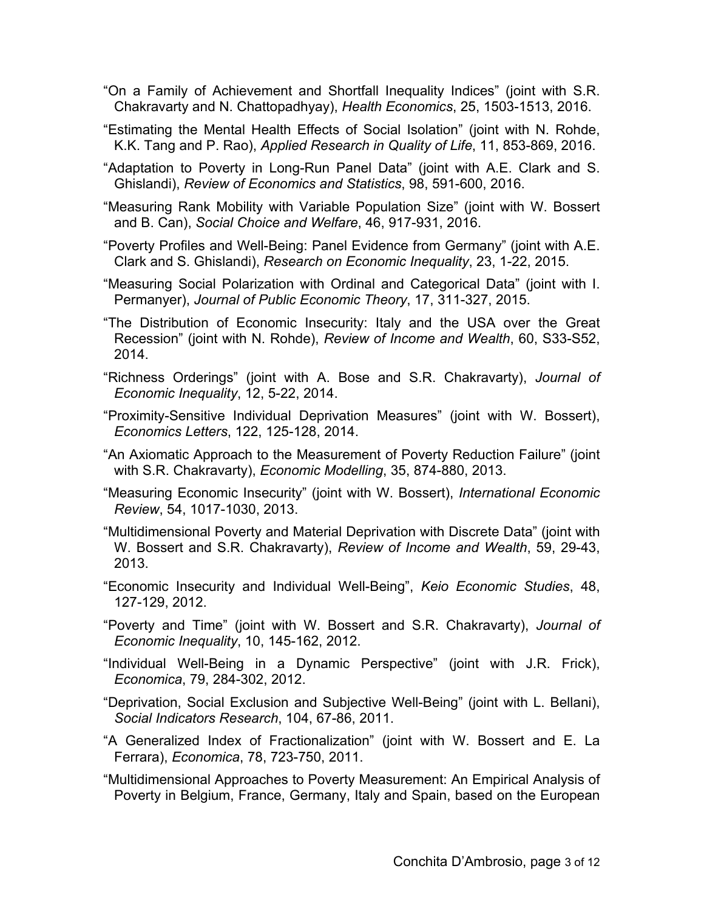"On a Family of Achievement and Shortfall Inequality Indices" (joint with S.R. Chakravarty and N. Chattopadhyay), *Health Economics*, 25, 1503-1513, 2016.

"Estimating the Mental Health Effects of Social Isolation" (joint with N. Rohde, K.K. Tang and P. Rao), *Applied Research in Quality of Life*, 11, 853-869, 2016.

"Adaptation to Poverty in Long-Run Panel Data" (joint with A.E. Clark and S. Ghislandi), *Review of Economics and Statistics*, 98, 591-600, 2016.

"Measuring Rank Mobility with Variable Population Size" (joint with W. Bossert and B. Can), *Social Choice and Welfare*, 46, 917-931, 2016.

"Poverty Profiles and Well-Being: Panel Evidence from Germany" (joint with A.E. Clark and S. Ghislandi), *Research on Economic Inequality*, 23, 1-22, 2015.

"Measuring Social Polarization with Ordinal and Categorical Data" (joint with I. Permanyer), *Journal of Public Economic Theory*, 17, 311-327, 2015.

"The Distribution of Economic Insecurity: Italy and the USA over the Great Recession" (joint with N. Rohde), *Review of Income and Wealth*, 60, S33-S52, 2014.

"Richness Orderings" (joint with A. Bose and S.R. Chakravarty), *Journal of Economic Inequality*, 12, 5-22, 2014.

"Proximity-Sensitive Individual Deprivation Measures" (joint with W. Bossert), *Economics Letters*, 122, 125-128, 2014.

"An Axiomatic Approach to the Measurement of Poverty Reduction Failure" (joint with S.R. Chakravarty), *Economic Modelling*, 35, 874-880, 2013.

"Measuring Economic Insecurity" (joint with W. Bossert), *International Economic Review*, 54, 1017-1030, 2013.

"Multidimensional Poverty and Material Deprivation with Discrete Data" (joint with W. Bossert and S.R. Chakravarty), *Review of Income and Wealth*, 59, 29-43, 2013.

"Economic Insecurity and Individual Well-Being", *Keio Economic Studies*, 48, 127-129, 2012.

"Poverty and Time" (joint with W. Bossert and S.R. Chakravarty), *Journal of Economic Inequality*, 10, 145-162, 2012.

"Individual Well-Being in a Dynamic Perspective" (joint with J.R. Frick), *Economica*, 79, 284-302, 2012.

"Deprivation, Social Exclusion and Subjective Well-Being" (joint with L. Bellani), *Social Indicators Research*, 104, 67-86, 2011.

"A Generalized Index of Fractionalization" (joint with W. Bossert and E. La Ferrara), *Economica*, 78, 723-750, 2011.

"Multidimensional Approaches to Poverty Measurement: An Empirical Analysis of Poverty in Belgium, France, Germany, Italy and Spain, based on the European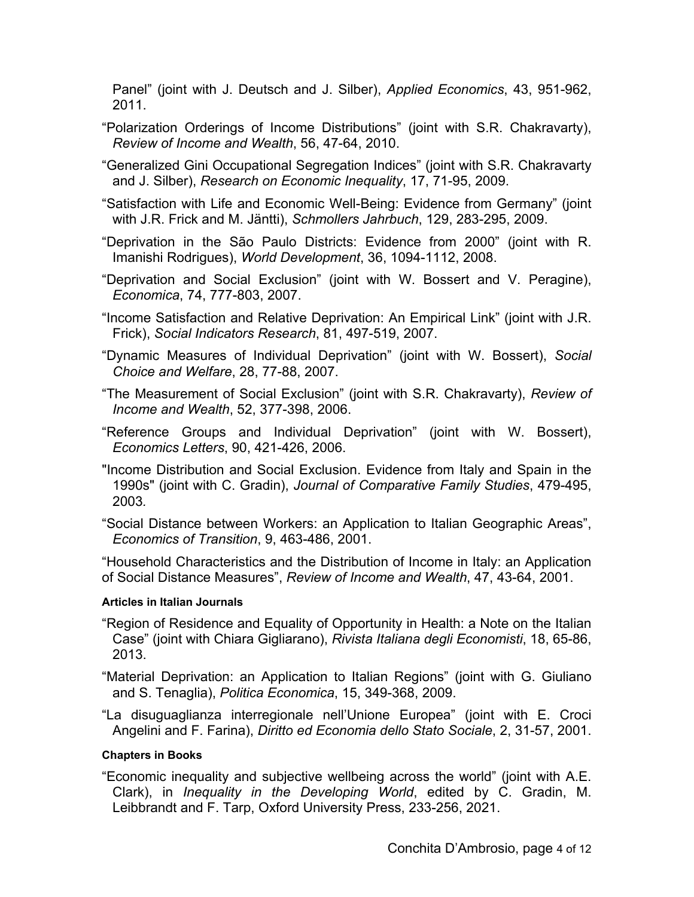Panel" (joint with J. Deutsch and J. Silber), *Applied Economics*, 43, 951-962, 2011.

"Polarization Orderings of Income Distributions" (joint with S.R. Chakravarty), *Review of Income and Wealth*, 56, 47-64, 2010.

"Generalized Gini Occupational Segregation Indices" (joint with S.R. Chakravarty and J. Silber), *Research on Economic Inequality*, 17, 71-95, 2009.

"Satisfaction with Life and Economic Well-Being: Evidence from Germany" (joint with J.R. Frick and M. Jäntti), *Schmollers Jahrbuch*, 129, 283-295, 2009.

"Deprivation in the São Paulo Districts: Evidence from 2000" (joint with R. Imanishi Rodrigues), *World Development*, 36, 1094-1112, 2008.

"Deprivation and Social Exclusion" (joint with W. Bossert and V. Peragine), *Economica*, 74, 777-803, 2007.

"Income Satisfaction and Relative Deprivation: An Empirical Link" (joint with J.R. Frick), *Social Indicators Research*, 81, 497-519, 2007.

"Dynamic Measures of Individual Deprivation" (joint with W. Bossert), *Social Choice and Welfare*, 28, 77-88, 2007.

"The Measurement of Social Exclusion" (joint with S.R. Chakravarty), *Review of Income and Wealth*, 52, 377-398, 2006.

"Reference Groups and Individual Deprivation" (joint with W. Bossert), *Economics Letters*, 90, 421-426, 2006.

"Income Distribution and Social Exclusion. Evidence from Italy and Spain in the 1990s" (joint with C. Gradin), *Journal of Comparative Family Studies*, 479-495, 2003.

"Social Distance between Workers: an Application to Italian Geographic Areas", *Economics of Transition*, 9, 463-486, 2001.

"Household Characteristics and the Distribution of Income in Italy: an Application of Social Distance Measures", *Review of Income and Wealth*, 47, 43-64, 2001.

#### Articles in Italian Journals

"Region of Residence and Equality of Opportunity in Health: a Note on the Italian Case" (joint with Chiara Gigliarano), *Rivista Italiana degli Economisti*, 18, 65-86, 2013.

"Material Deprivation: an Application to Italian Regions" (joint with G. Giuliano and S. Tenaglia), *Politica Economica*, 15, 349-368, 2009.

"La disuguaglianza interregionale nell'Unione Europea" (joint with E. Croci Angelini and F. Farina), *Diritto ed Economia dello Stato Sociale*, 2, 31-57, 2001.

#### Chapters in Books

"Economic inequality and subjective wellbeing across the world" (joint with A.E. Clark), in *Inequality in the Developing World*, edited by C. Gradin, M. Leibbrandt and F. Tarp, Oxford University Press, 233-256, 2021.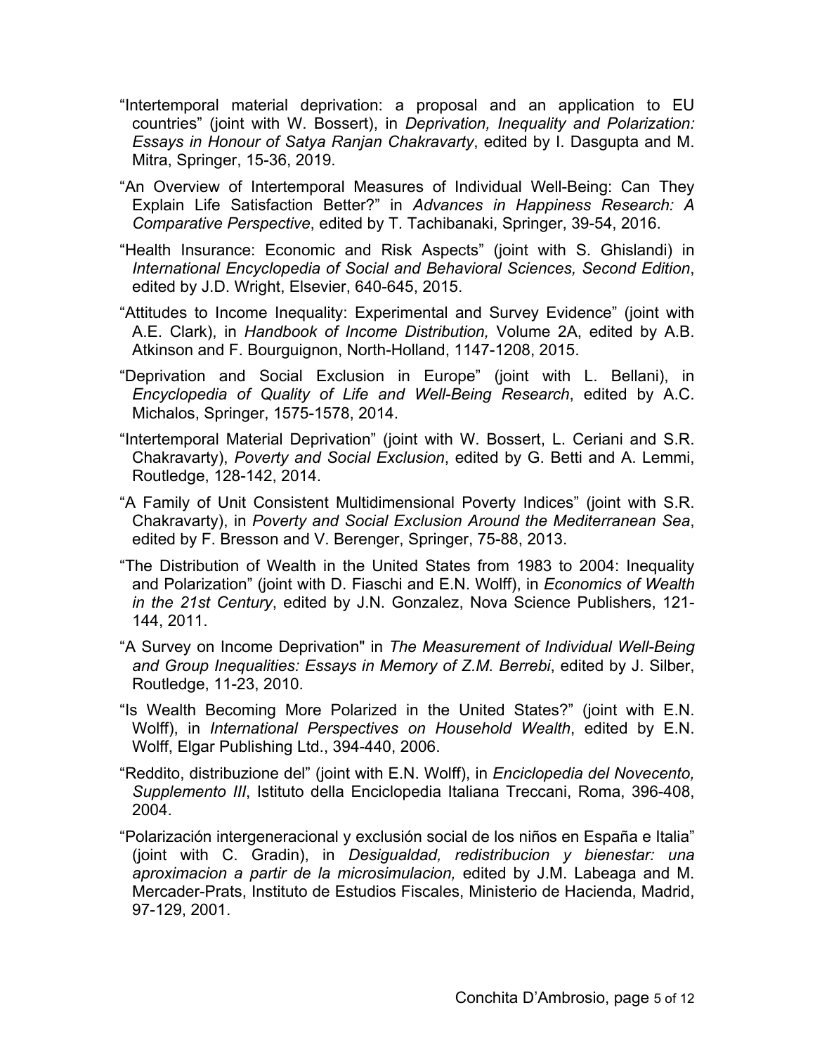"Intertemporal material deprivation: a proposal and an application to EU countries" (joint with W. Bossert), in *Deprivation, Inequality and Polarization: Essays in Honour of Satya Ranjan Chakravarty*, edited by I. Dasgupta and M. Mitra, Springer, 15-36, 2019.

"An Overview of Intertemporal Measures of Individual Well-Being: Can They Explain Life Satisfaction Better?" in *Advances in Happiness Research: A Comparative Perspective*, edited by T. Tachibanaki, Springer, 39-54, 2016.

"Health Insurance: Economic and Risk Aspects" (joint with S. Ghislandi) in *International Encyclopedia of Social and Behavioral Sciences, Second Edition*, edited by J.D. Wright, Elsevier, 640-645, 2015.

"Attitudes to Income Inequality: Experimental and Survey Evidence" (joint with A.E. Clark), in *Handbook of Income Distribution,* Volume 2A, edited by A.B. Atkinson and F. Bourguignon, North-Holland, 1147-1208, 2015.

"Deprivation and Social Exclusion in Europe" (joint with L. Bellani), in *Encyclopedia of Quality of Life and Well-Being Research*, edited by A.C. Michalos, Springer, 1575-1578, 2014.

"Intertemporal Material Deprivation" (joint with W. Bossert, L. Ceriani and S.R. Chakravarty), *Poverty and Social Exclusion*, edited by G. Betti and A. Lemmi, Routledge, 128-142, 2014.

"A Family of Unit Consistent Multidimensional Poverty Indices" (joint with S.R. Chakravarty), in *Poverty and Social Exclusion Around the Mediterranean Sea*, edited by F. Bresson and V. Berenger, Springer, 75-88, 2013.

"The Distribution of Wealth in the United States from 1983 to 2004: Inequality and Polarization" (joint with D. Fiaschi and E.N. Wolff), in *Economics of Wealth in the 21st Century*, edited by J.N. Gonzalez, Nova Science Publishers, 121-144, 2011.

"A Survey on Income Deprivation" in *The Measurement of Individual Well-Being and Group Inequalities: Essays in Memory of Z.M. Berrebi*, edited by J. Silber, Routledge, 11-23, 2010.

"Is Wealth Becoming More Polarized in the United States?" (joint with E.N. Wolff), in *International Perspectives on Household Wealth*, edited by E.N. Wolff, Elgar Publishing Ltd., 394-440, 2006.

"Reddito, distribuzione del" (joint with E.N. Wolff), in *Enciclopedia del Novecento, Supplemento III*, Istituto della Enciclopedia Italiana Treccani, Roma, 396-408, 2004.

"Polarización intergeneracional y exclusión social de los niños en España e Italia" (joint with C. Gradin), in *Desigualdad, redistribucion y bienestar: una aproximacion a partir de la microsimulacion,* edited by J.M. Labeaga and M. Mercader-Prats, Instituto de Estudios Fiscales, Ministerio de Hacienda, Madrid, 97-129, 2001.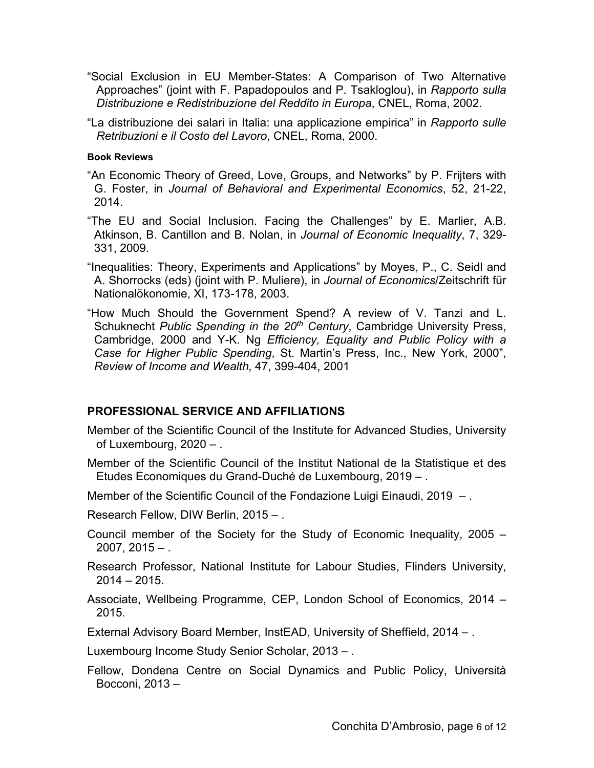"Social Exclusion in EU Member-States: A Comparison of Two Alternative Approaches" (joint with F. Papadopoulos and P. Tsakloglou), in *Rapporto sulla Distribuzione e Redistribuzione del Reddito in Europa*, CNEL, Roma, 2002.

"La distribuzione dei salari in Italia: una applicazione empirica" in *Rapporto sulle Retribuzioni e il Costo del Lavoro*, CNEL, Roma, 2000.

#### Book Reviews

"An Economic Theory of Greed, Love, Groups, and Networks" by P. Frijters with G. Foster, in *Journal of Behavioral and Experimental Economics*, 52, 21-22, 2014.

"The EU and Social Inclusion. Facing the Challenges" by E. Marlier, A.B. Atkinson, B. Cantillon and B. Nolan, in *Journal of Economic Inequality*, 7, 329-331, 2009.

"Inequalities: Theory, Experiments and Applications" by Moyes, P., C. Seidl and A. Shorrocks (eds) (joint with P. Muliere), in *Journal of Economics*/Zeitschrift für Nationalökonomie, XI, 173-178, 2003.

"How Much Should the Government Spend? A review of V. Tanzi and L. Schuknecht *Public Spending in the 20th Century*, Cambridge University Press, Cambridge, 2000 and Y-K. Ng *Efficiency, Equality and Public Policy with a Case for Higher Public Spending*, St. Martin's Press, Inc., New York, 2000", *Review of Income and Wealth*, 47, 399-404, 2001

## PROFESSIONAL SERVICE AND AFFILIATIONS

Member of the Scientific Council of the Institute for Advanced Studies, University of Luxembourg, 2020 – .

Member of the Scientific Council of the Institut National de la Statistique et des Etudes Economiques du Grand-Duché de Luxembourg, 2019 – .

Member of the Scientific Council of the Fondazione Luigi Einaudi, 2019 – .

Research Fellow, DIW Berlin, 2015 – .

Council member of the Society for the Study of Economic Inequality, 2005 – 2007, 2015 – .

Research Professor, National Institute for Labour Studies, Flinders University, 2014 – 2015.

Associate, Wellbeing Programme, CEP, London School of Economics, 2014 – 2015.

External Advisory Board Member, InstEAD, University of Sheffield, 2014 – .

Luxembourg Income Study Senior Scholar, 2013 – .

Fellow, Dondena Centre on Social Dynamics and Public Policy, Università Bocconi, 2013 –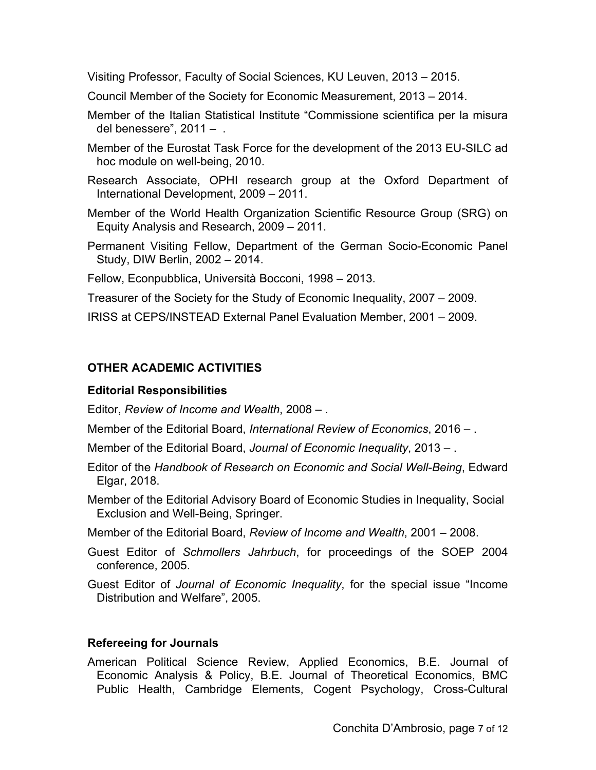Visiting Professor, Faculty of Social Sciences, KU Leuven, 2013 – 2015.

Council Member of the Society for Economic Measurement, 2013 – 2014.

Member of the Italian Statistical Institute "Commissione scientifica per la misura del benessere", 2011 – .

Member of the Eurostat Task Force for the development of the 2013 EU-SILC ad hoc module on well-being, 2010.

Research Associate, OPHI research group at the Oxford Department of International Development, 2009 – 2011.

Member of the World Health Organization Scientific Resource Group (SRG) on Equity Analysis and Research, 2009 – 2011.

Permanent Visiting Fellow, Department of the German Socio-Economic Panel Study, DIW Berlin, 2002 – 2014.

Fellow, Econpubblica, Università Bocconi, 1998 – 2013.

Treasurer of the Society for the Study of Economic Inequality, 2007 – 2009.

IRISS at CEPS/INSTEAD External Panel Evaluation Member, 2001 – 2009.

## OTHER ACADEMIC ACTIVITIES

### Editorial Responsibilities

Editor, *Review of Income and Wealth*, 2008 – .

Member of the Editorial Board, *International Review of Economics*, 2016 – .

Member of the Editorial Board, *Journal of Economic Inequality*, 2013 – .

Editor of the *Handbook of Research on Economic and Social Well-Being*, Edward Elgar, 2018.

Member of the Editorial Advisory Board of Economic Studies in Inequality, Social Exclusion and Well-Being, Springer.

Member of the Editorial Board, *Review of Income and Wealth*, 2001 – 2008.

Guest Editor of *Schmollers Jahrbuch*, for proceedings of the SOEP 2004 conference, 2005.

Guest Editor of *Journal of Economic Inequality*, for the special issue "Income Distribution and Welfare", 2005.

### Refereeing for Journals

American Political Science Review, Applied Economics, B.E. Journal of Economic Analysis & Policy, B.E. Journal of Theoretical Economics, BMC Public Health, Cambridge Elements, Cogent Psychology, Cross-Cultural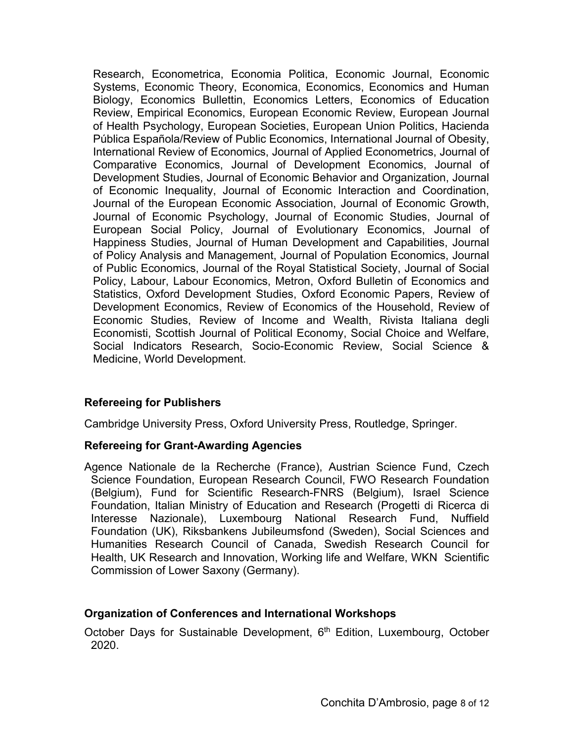Research, Econometrica, Economia Politica, Economic Journal, Economic Systems, Economic Theory, Economica, Economics, Economics and Human Biology, Economics Bullettin, Economics Letters, Economics of Education Review, Empirical Economics, European Economic Review, European Journal of Health Psychology, European Societies, European Union Politics, Hacienda Pública Española/Review of Public Economics, International Journal of Obesity, International Review of Economics, Journal of Applied Econometrics, Journal of Comparative Economics, Journal of Development Economics, Journal of Development Studies, Journal of Economic Behavior and Organization, Journal of Economic Inequality, Journal of Economic Interaction and Coordination, Journal of the European Economic Association, Journal of Economic Growth, Journal of Economic Psychology, Journal of Economic Studies, Journal of European Social Policy, Journal of Evolutionary Economics, Journal of Happiness Studies, Journal of Human Development and Capabilities, Journal of Policy Analysis and Management, Journal of Population Economics, Journal of Public Economics, Journal of the Royal Statistical Society, Journal of Social Policy, Labour, Labour Economics, Metron, Oxford Bulletin of Economics and Statistics, Oxford Development Studies, Oxford Economic Papers, Review of Development Economics, Review of Economics of the Household, Review of Economic Studies, Review of Income and Wealth, Rivista Italiana degli Economisti, Scottish Journal of Political Economy, Social Choice and Welfare, Social Indicators Research, Socio-Economic Review, Social Science & Medicine, World Development.

### Refereeing for Publishers

Cambridge University Press, Oxford University Press, Routledge, Springer.

### Refereeing for Grant-Awarding Agencies

Agence Nationale de la Recherche (France), Austrian Science Fund, Czech Science Foundation, European Research Council, FWO Research Foundation (Belgium), Fund for Scientific Research-FNRS (Belgium), Israel Science Foundation, Italian Ministry of Education and Research (Progetti di Ricerca di Interesse Nazionale), Luxembourg National Research Fund, Nuffield Foundation (UK), Riksbankens Jubileumsfond (Sweden), Social Sciences and Humanities Research Council of Canada, Swedish Research Council for Health, UK Research and Innovation, Working life and Welfare, WKN Scientific Commission of Lower Saxony (Germany).

### Organization of Conferences and International Workshops

October Days for Sustainable Development, 6th Edition, Luxembourg, October 2020.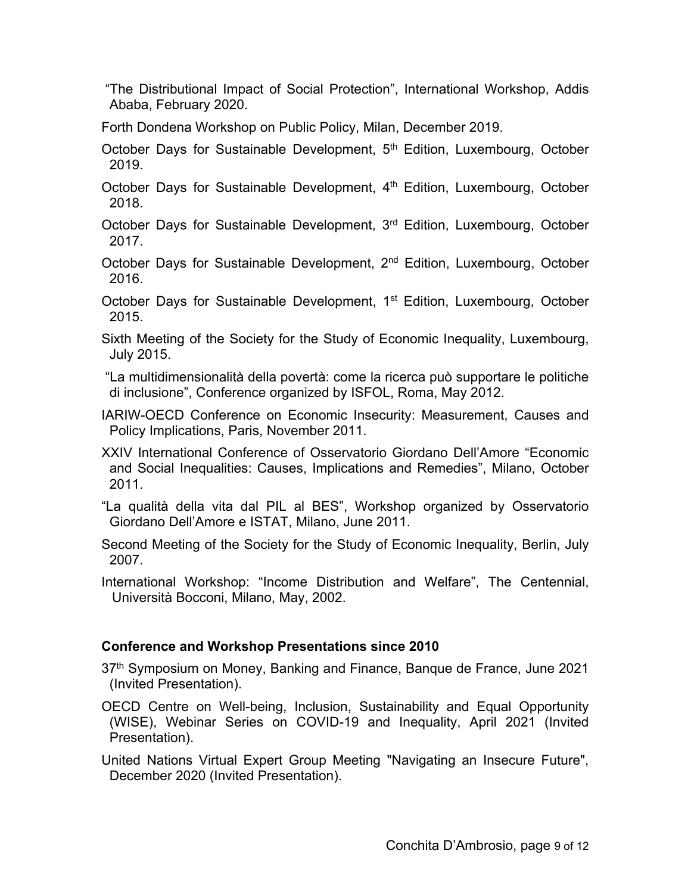"The Distributional Impact of Social Protection", International Workshop, Addis Ababa, February 2020.

Forth Dondena Workshop on Public Policy, Milan, December 2019.

October Days for Sustainable Development, 5th Edition, Luxembourg, October 2019.

October Days for Sustainable Development, 4th Edition, Luxembourg, October 2018.

October Days for Sustainable Development, 3rd Edition, Luxembourg, October 2017.

October Days for Sustainable Development, 2nd Edition, Luxembourg, October 2016.

October Days for Sustainable Development, 1st Edition, Luxembourg, October 2015.

Sixth Meeting of the Society for the Study of Economic Inequality, Luxembourg, July 2015.

"La multidimensionalità della povertà: come la ricerca può supportare le politiche di inclusione", Conference organized by ISFOL, Roma, May 2012.

IARIW-OECD Conference on Economic Insecurity: Measurement, Causes and Policy Implications, Paris, November 2011.

XXIV International Conference of Osservatorio Giordano Dell'Amore "Economic and Social Inequalities: Causes, Implications and Remedies", Milano, October 2011.

"La qualità della vita dal PIL al BES", Workshop organized by Osservatorio Giordano Dell'Amore e ISTAT, Milano, June 2011.

Second Meeting of the Society for the Study of Economic Inequality, Berlin, July 2007.

International Workshop: "Income Distribution and Welfare", The Centennial, Università Bocconi, Milano, May, 2002.

### Conference and Workshop Presentations since 2010

37th Symposium on Money, Banking and Finance, Banque de France, June 2021 (Invited Presentation).

OECD Centre on Well-being, Inclusion, Sustainability and Equal Opportunity (WISE), Webinar Series on COVID-19 and Inequality, April 2021 (Invited Presentation).

United Nations Virtual Expert Group Meeting "Navigating an Insecure Future", December 2020 (Invited Presentation).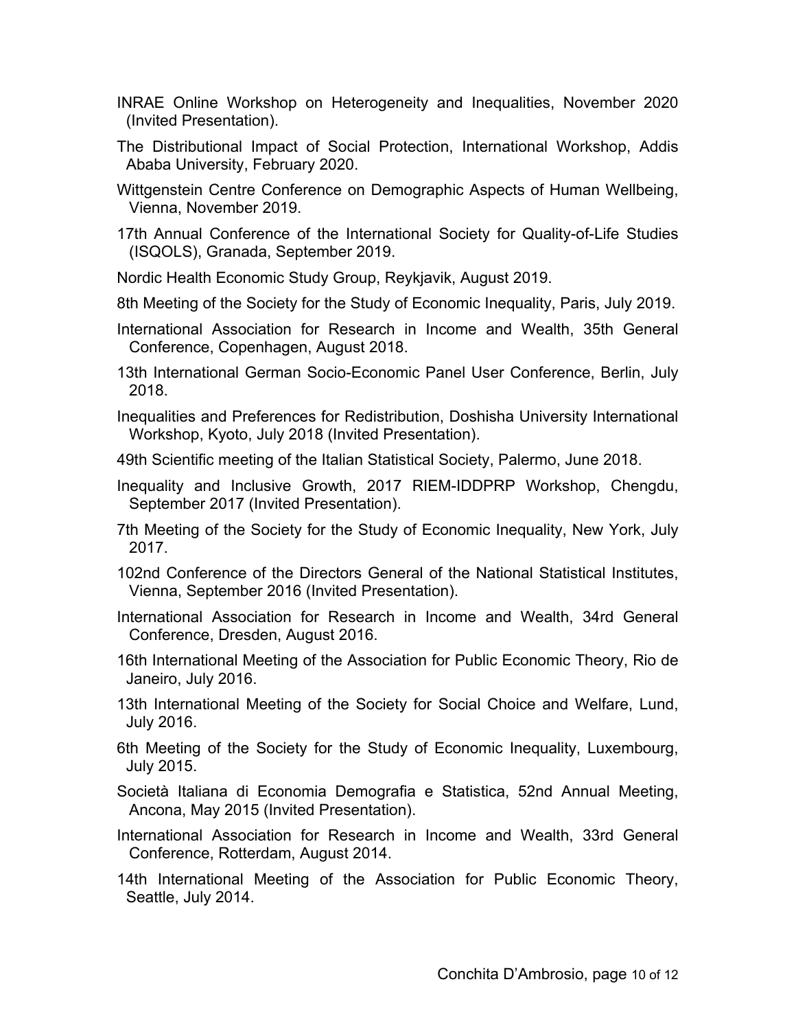INRAE Online Workshop on Heterogeneity and Inequalities, November 2020 (Invited Presentation).

The Distributional Impact of Social Protection, International Workshop, Addis Ababa University, February 2020.

Wittgenstein Centre Conference on Demographic Aspects of Human Wellbeing, Vienna, November 2019.

17th Annual Conference of the International Society for Quality-of-Life Studies (ISQOLS), Granada, September 2019.

Nordic Health Economic Study Group, Reykjavik, August 2019.

8th Meeting of the Society for the Study of Economic Inequality, Paris, July 2019.

International Association for Research in Income and Wealth, 35th General Conference, Copenhagen, August 2018.

13th International German Socio-Economic Panel User Conference, Berlin, July 2018.

Inequalities and Preferences for Redistribution, Doshisha University International Workshop, Kyoto, July 2018 (Invited Presentation).

49th Scientific meeting of the Italian Statistical Society, Palermo, June 2018.

Inequality and Inclusive Growth, 2017 RIEM-IDDPRP Workshop, Chengdu, September 2017 (Invited Presentation).

7th Meeting of the Society for the Study of Economic Inequality, New York, July 2017.

102nd Conference of the Directors General of the National Statistical Institutes, Vienna, September 2016 (Invited Presentation).

International Association for Research in Income and Wealth, 34rd General Conference, Dresden, August 2016.

16th International Meeting of the Association for Public Economic Theory, Rio de Janeiro, July 2016.

13th International Meeting of the Society for Social Choice and Welfare, Lund, July 2016.

6th Meeting of the Society for the Study of Economic Inequality, Luxembourg, July 2015.

Società Italiana di Economia Demografia e Statistica, 52nd Annual Meeting, Ancona, May 2015 (Invited Presentation).

International Association for Research in Income and Wealth, 33rd General Conference, Rotterdam, August 2014.

14th International Meeting of the Association for Public Economic Theory, Seattle, July 2014.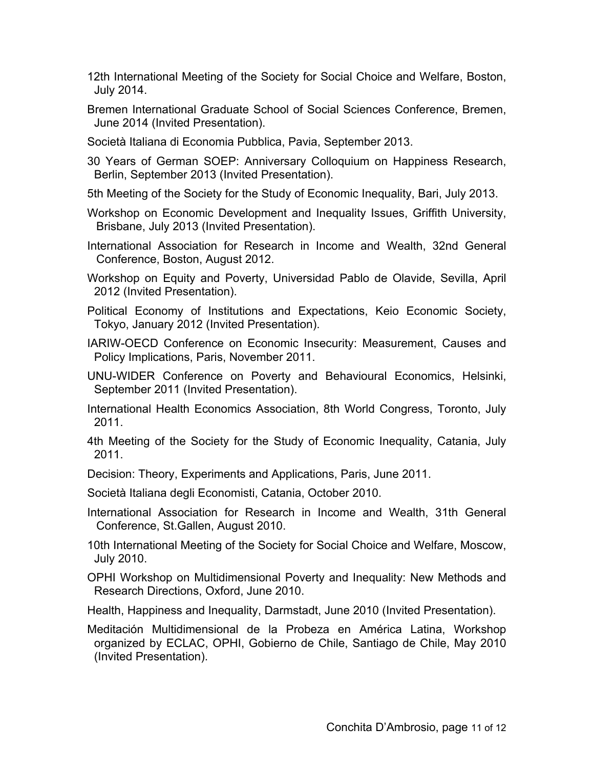12th International Meeting of the Society for Social Choice and Welfare, Boston, July 2014.

Bremen International Graduate School of Social Sciences Conference, Bremen, June 2014 (Invited Presentation).

Società Italiana di Economia Pubblica, Pavia, September 2013.

30 Years of German SOEP: Anniversary Colloquium on Happiness Research, Berlin, September 2013 (Invited Presentation).

5th Meeting of the Society for the Study of Economic Inequality, Bari, July 2013.

Workshop on Economic Development and Inequality Issues, Griffith University, Brisbane, July 2013 (Invited Presentation).

International Association for Research in Income and Wealth, 32nd General Conference, Boston, August 2012.

Workshop on Equity and Poverty, Universidad Pablo de Olavide, Sevilla, April 2012 (Invited Presentation).

Political Economy of Institutions and Expectations, Keio Economic Society, Tokyo, January 2012 (Invited Presentation).

IARIW-OECD Conference on Economic Insecurity: Measurement, Causes and Policy Implications, Paris, November 2011.

UNU-WIDER Conference on Poverty and Behavioural Economics, Helsinki, September 2011 (Invited Presentation).

International Health Economics Association, 8th World Congress, Toronto, July 2011.

4th Meeting of the Society for the Study of Economic Inequality, Catania, July 2011.

Decision: Theory, Experiments and Applications, Paris, June 2011.

Società Italiana degli Economisti, Catania, October 2010.

International Association for Research in Income and Wealth, 31th General Conference, St.Gallen, August 2010.

10th International Meeting of the Society for Social Choice and Welfare, Moscow, July 2010.

OPHI Workshop on Multidimensional Poverty and Inequality: New Methods and Research Directions, Oxford, June 2010.

Health, Happiness and Inequality, Darmstadt, June 2010 (Invited Presentation).

Meditación Multidimensional de la Probeza en América Latina, Workshop organized by ECLAC, OPHI, Gobierno de Chile, Santiago de Chile, May 2010 (Invited Presentation).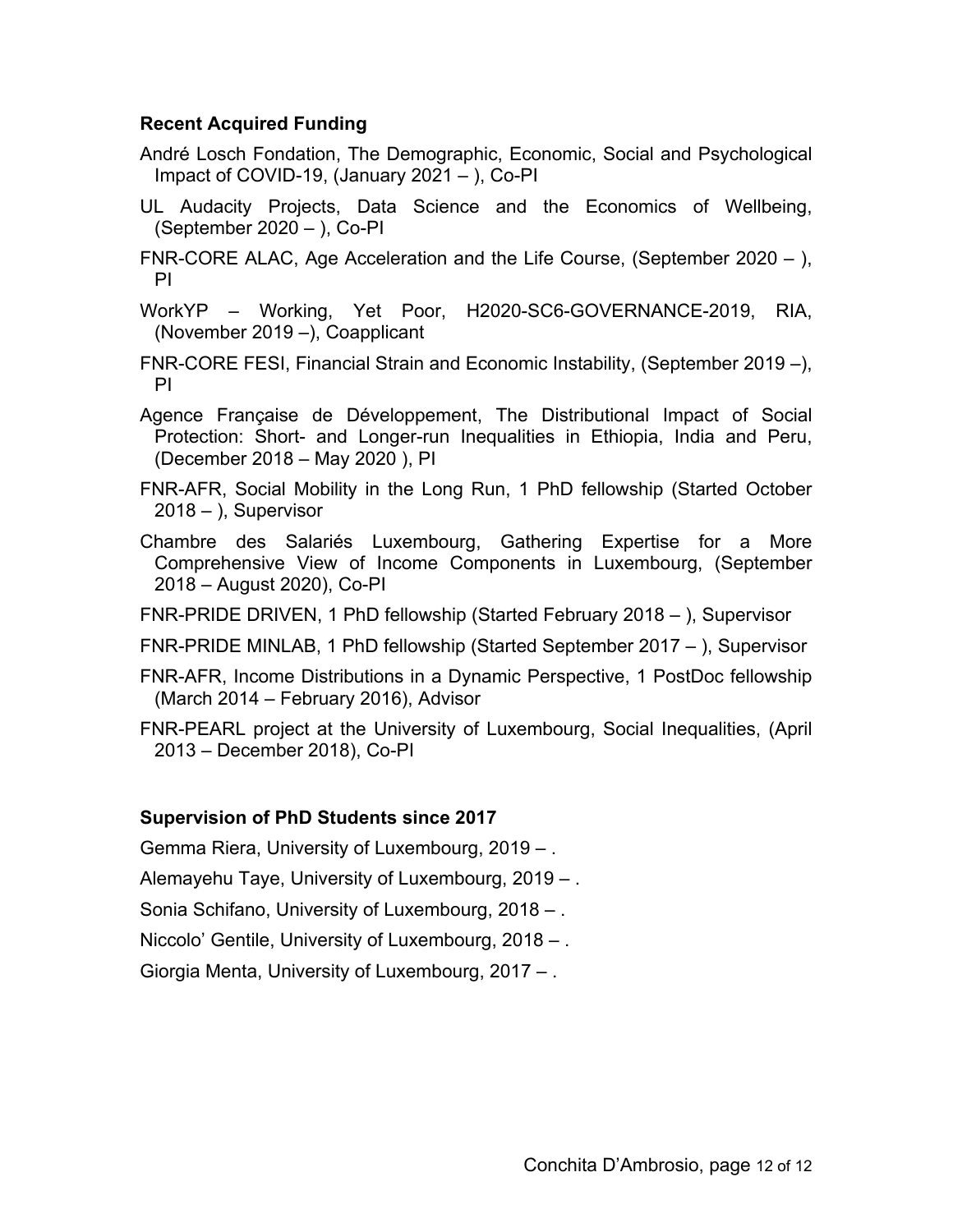### Recent Acquired Funding

André Losch Fondation, The Demographic, Economic, Social and Psychological Impact of COVID-19, (January 2021 – ), Co-PI

UL Audacity Projects, Data Science and the Economics of Wellbeing, (September 2020 – ), Co-PI

FNR-CORE ALAC, Age Acceleration and the Life Course, (September 2020 – ), PI

WorkYP – Working, Yet Poor, H2020-SC6-GOVERNANCE-2019, RIA, (November 2019 –), Coapplicant

FNR-CORE FESI, Financial Strain and Economic Instability, (September 2019 –), PI

Agence Française de Développement, The Distributional Impact of Social Protection: Short- and Longer-run Inequalities in Ethiopia, India and Peru, (December 2018 – May 2020 ), PI

FNR-AFR, Social Mobility in the Long Run, 1 PhD fellowship (Started October 2018 – ), Supervisor

Chambre des Salariés Luxembourg, Gathering Expertise for a More Comprehensive View of Income Components in Luxembourg, (September 2018 – August 2020), Co-PI

FNR-PRIDE DRIVEN, 1 PhD fellowship (Started February 2018 – ), Supervisor

FNR-PRIDE MINLAB, 1 PhD fellowship (Started September 2017 – ), Supervisor

FNR-AFR, Income Distributions in a Dynamic Perspective, 1 PostDoc fellowship (March 2014 – February 2016), Advisor

FNR-PEARL project at the University of Luxembourg, Social Inequalities, (April 2013 – December 2018), Co-PI

### Supervision of PhD Students since 2017

Gemma Riera, University of Luxembourg, 2019 – .

Alemayehu Taye, University of Luxembourg, 2019 – .

Sonia Schifano, University of Luxembourg, 2018 – .

Niccolo' Gentile, University of Luxembourg, 2018 – .

Giorgia Menta, University of Luxembourg, 2017 – .